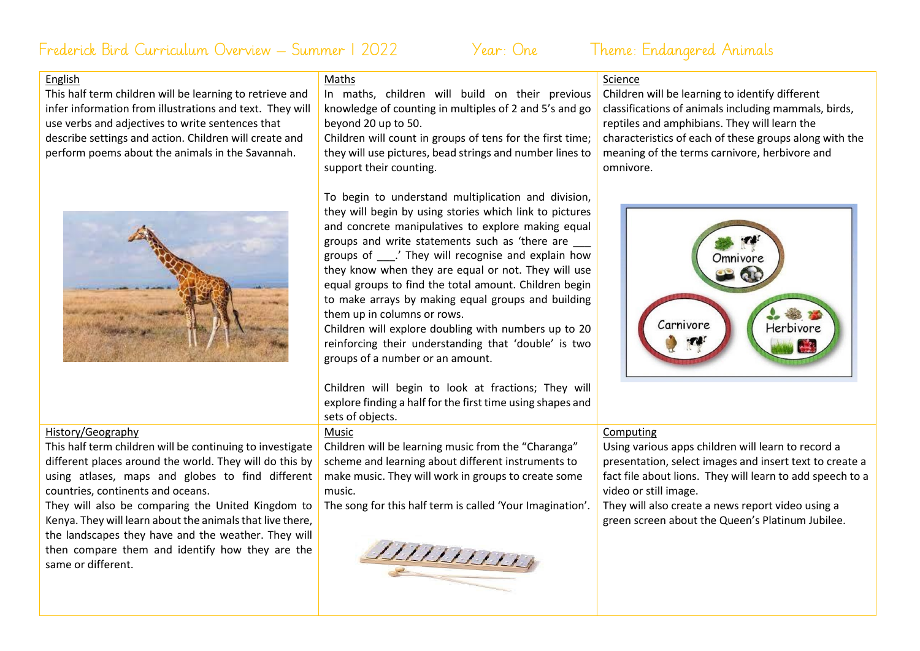# Frederick Bird Curriculum Overview – Summer 1 2022 — Year: One — Theme: Endangered Animals

## English

This half term children will be learning to retrieve and infer information from illustrations and text. They will use verbs and adjectives to write sentences that describe settings and action. Children will create and perform poems about the animals in the Savannah.

## Maths

In maths, children will build on their previous knowledge of counting in multiples of 2 and 5's and go beyond 20 up to 50.

Children will count in groups of tens for the first time; they will use pictures, bead strings and number lines to support their counting.

To begin to understand multiplication and division, they will begin by using stories which link to pictures and concrete manipulatives to explore making equal groups and write statements such as 'there are ___ groups of ___.' They will recognise and explain how they know when they are equal or not. They will use equal groups to find the total amount. Children begin to make arrays by making equal groups and building them up in columns or rows.

Children will explore doubling with numbers up to 20 reinforcing their understanding that 'double' is two groups of a number or an amount.

Children will begin to look at fractions; They will explore finding a half for the first time using shapes and sets of objects.

## Science

Children will be learning to identify different classifications of animals including mammals, birds, reptiles and amphibians. They will learn the characteristics of each of these groups along with the meaning of the terms carnivore, herbivore and omnivore.

## History/Geography

This half term children will be continuing to investigate different places around the world. They will do this by using atlases, maps and globes to find different countries, continents and oceans.

They will also be comparing the United Kingdom to Kenya. They will learn about the animals that live there, the landscapes they have and the weather. They will then compare them and identify how they are the same or different.

## Music

Children will be learning music from the "Charanga" scheme and learning about different instruments to make music. They will work in groups to create some music.

The song for this half term is called 'Your Imagination'.

## Computing

Using various apps children will learn to record a presentation, select images and insert text to create a fact file about lions. They will learn to add speech to a video or still image.

They will also create a news report video using a green screen about the Queen's Platinum Jubilee.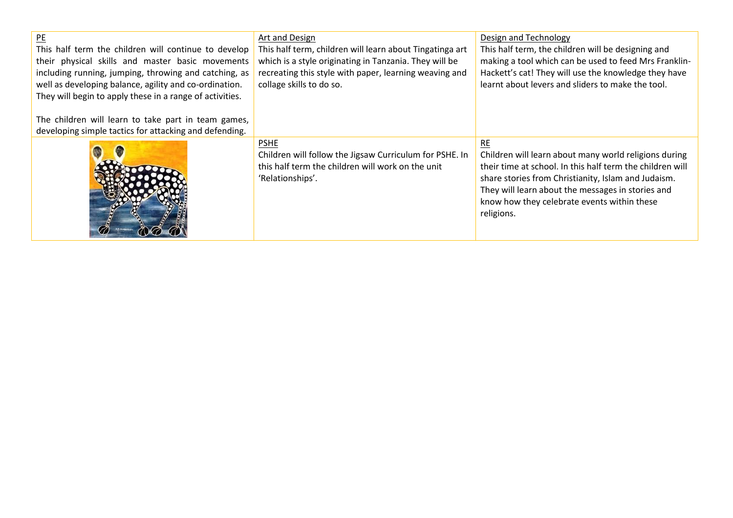| | | |
|---|---|---|
| PE<br>This half term the children will continue to develop their physical skills and master basic movements including running, jumping, throwing and catching, as well as developing balance, agility and co-ordination. They will begin to apply these in a range of activities.<br><br>The children will learn to take part in team games, developing simple tactics for attacking and defending. | Art and Design<br>This half term, children will learn about Tingatinga art which is a style originating in Tanzania. They will be recreating this style with paper, learning weaving and collage skills to do so. | Design and Technology<br>This half term, the children will be designing and making a tool which can be used to feed Mrs Franklin-Hackett's cat! They will use the knowledge they have learnt about levers and sliders to make the tool. |
| | PSHE<br>Children will follow the Jigsaw Curriculum for PSHE. In this half term the children will work on the unit 'Relationships'. | RE<br>Children will learn about many world religions during their time at school. In this half term the children will share stories from Christianity, Islam and Judaism. They will learn about the messages in stories and know how they celebrate events within these religions. |